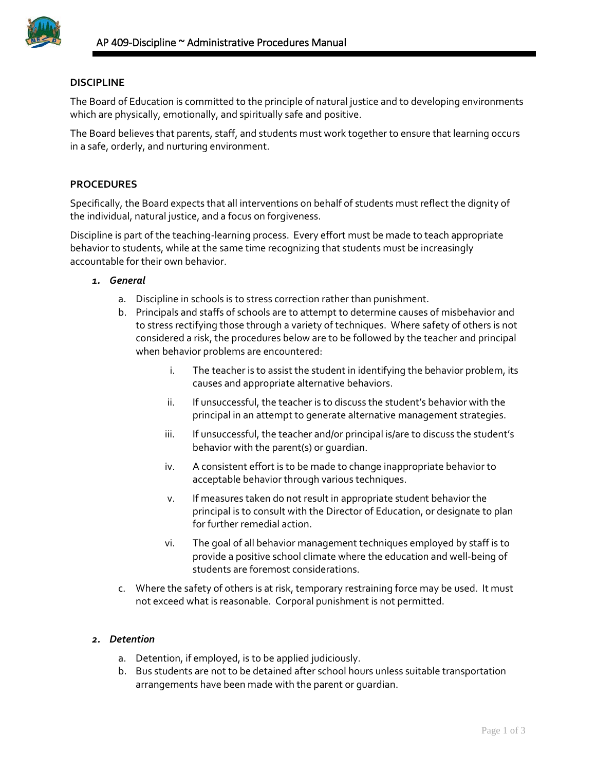## DISCIPLINE

The Board of Education is committed to the principle of natural justice and to developing environments which are physically, emotionally, and spiritually safe and positive.

The Board believes that parents, staff, and students must work together to ensure that learning occurs in a safe, orderly, and nurturing environment.

## PROCEDURES

Specifically, the Board expects that all interventions on behalf of students must reflect the dignity of the individual, natural justice, and a focus on forgiveness.

Discipline is part of the teaching-learning process. Every effort must be made to teach appropriate behavior to students, while at the same time recognizing that students must be increasingly accountable for their own behavior.

1. ***General***
   a. Discipline in schools is to stress correction rather than punishment.
   b. Principals and staffs of schools are to attempt to determine causes of misbehavior and to stress rectifying those through a variety of techniques. Where safety of others is not considered a risk, the procedures below are to be followed by the teacher and principal when behavior problems are encountered:
      i. The teacher is to assist the student in identifying the behavior problem, its causes and appropriate alternative behaviors.
      ii. If unsuccessful, the teacher is to discuss the student's behavior with the principal in an attempt to generate alternative management strategies.
      iii. If unsuccessful, the teacher and/or principal is/are to discuss the student's behavior with the parent(s) or guardian.
      iv. A consistent effort is to be made to change inappropriate behavior to acceptable behavior through various techniques.
      v. If measures taken do not result in appropriate student behavior the principal is to consult with the Director of Education, or designate to plan for further remedial action.
      vi. The goal of all behavior management techniques employed by staff is to provide a positive school climate where the education and well-being of students are foremost considerations.
   c. Where the safety of others is at risk, temporary restraining force may be used. It must not exceed what is reasonable. Corporal punishment is not permitted.

2. ***Detention***
   a. Detention, if employed, is to be applied judiciously.
   b. Bus students are not to be detained after school hours unless suitable transportation arrangements have been made with the parent or guardian.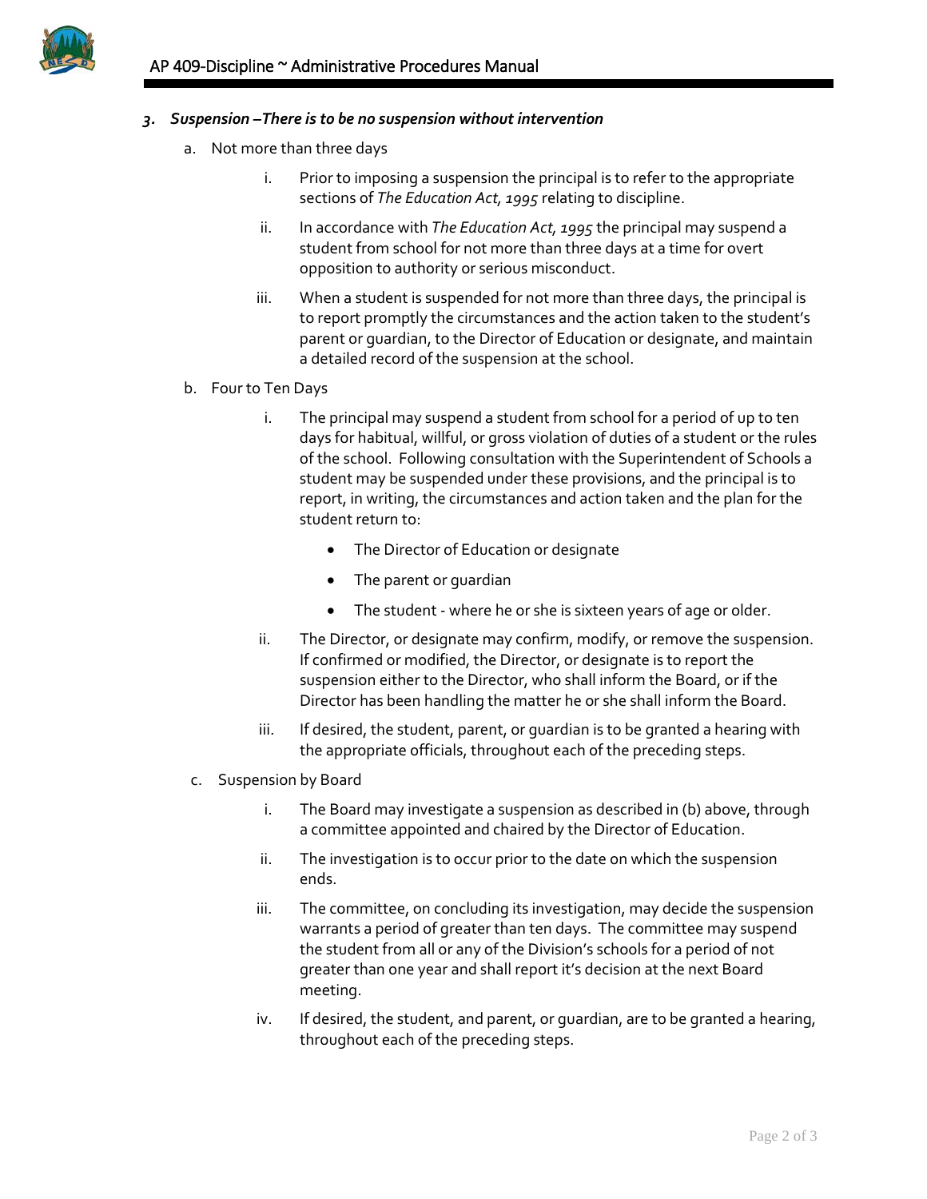3. ***Suspension –There is to be no suspension without intervention***

   a. Not more than three days

      i. Prior to imposing a suspension the principal is to refer to the appropriate sections of *The Education Act, 1995* relating to discipline.

      ii. In accordance with *The Education Act, 1995* the principal may suspend a student from school for not more than three days at a time for overt opposition to authority or serious misconduct.

      iii. When a student is suspended for not more than three days, the principal is to report promptly the circumstances and the action taken to the student's parent or guardian, to the Director of Education or designate, and maintain a detailed record of the suspension at the school.

   b. Four to Ten Days

      i. The principal may suspend a student from school for a period of up to ten days for habitual, willful, or gross violation of duties of a student or the rules of the school. Following consultation with the Superintendent of Schools a student may be suspended under these provisions, and the principal is to report, in writing, the circumstances and action taken and the plan for the student return to:

         - The Director of Education or designate
         - The parent or guardian
         - The student - where he or she is sixteen years of age or older.

      ii. The Director, or designate may confirm, modify, or remove the suspension. If confirmed or modified, the Director, or designate is to report the suspension either to the Director, who shall inform the Board, or if the Director has been handling the matter he or she shall inform the Board.

      iii. If desired, the student, parent, or guardian is to be granted a hearing with the appropriate officials, throughout each of the preceding steps.

   c. Suspension by Board

      i. The Board may investigate a suspension as described in (b) above, through a committee appointed and chaired by the Director of Education.

      ii. The investigation is to occur prior to the date on which the suspension ends.

      iii. The committee, on concluding its investigation, may decide the suspension warrants a period of greater than ten days. The committee may suspend the student from all or any of the Division's schools for a period of not greater than one year and shall report it's decision at the next Board meeting.

      iv. If desired, the student, and parent, or guardian, are to be granted a hearing, throughout each of the preceding steps.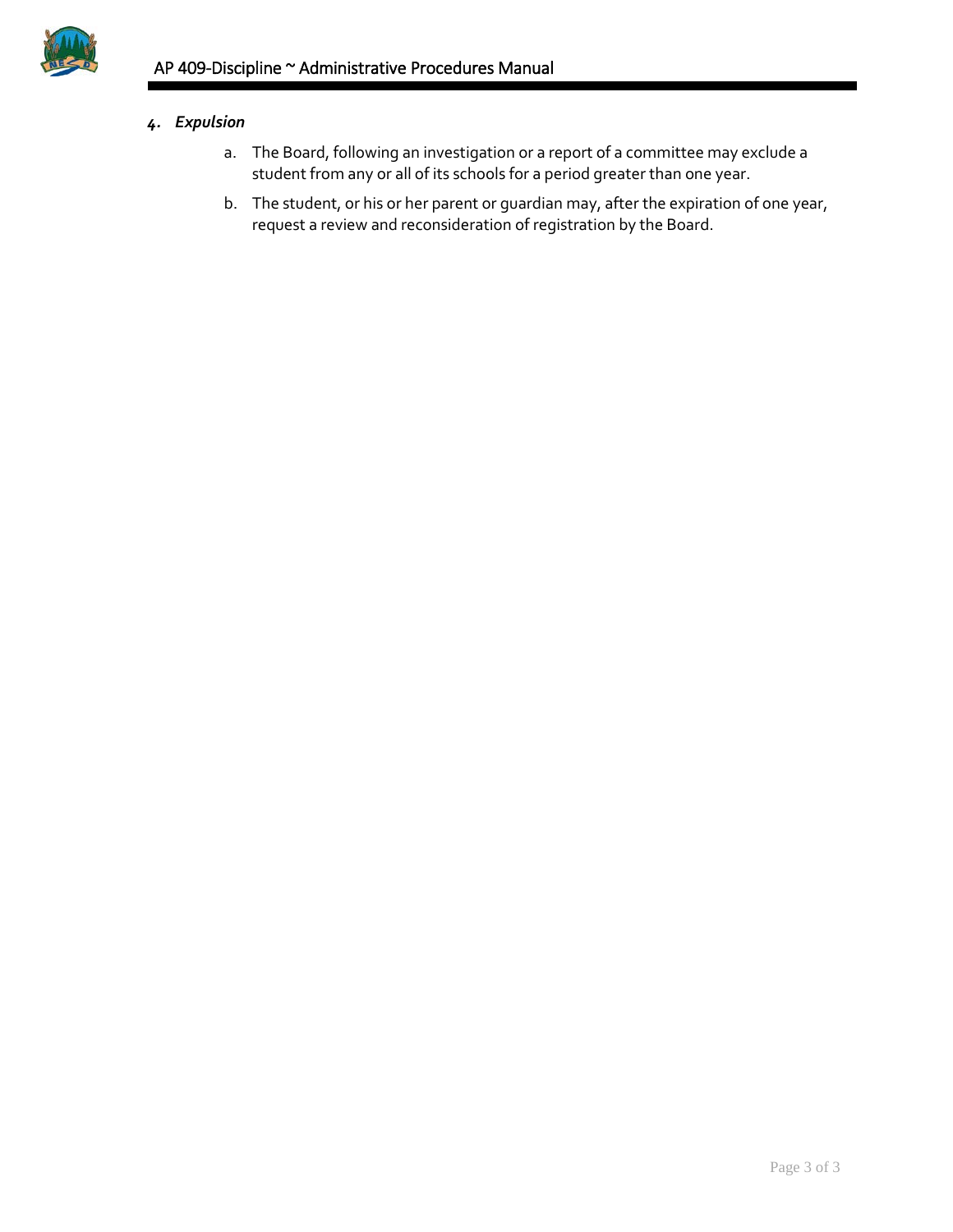4. ***Expulsion***

    a. The Board, following an investigation or a report of a committee may exclude a student from any or all of its schools for a period greater than one year.

    b. The student, or his or her parent or guardian may, after the expiration of one year, request a review and reconsideration of registration by the Board.